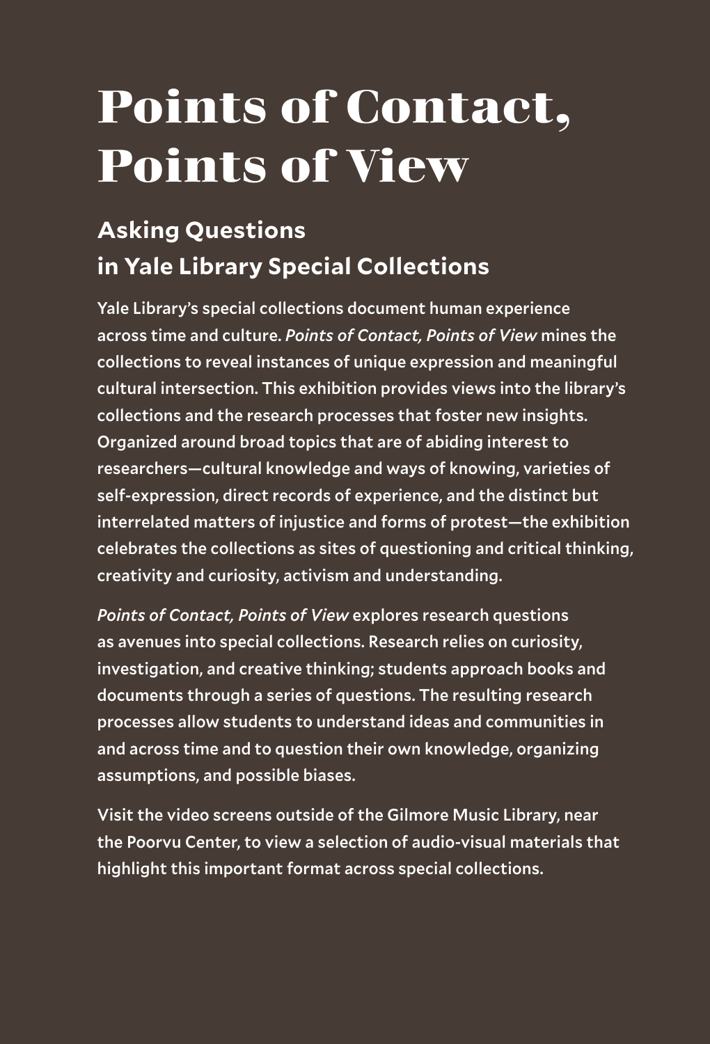# Points of Contact, Points of View

## Asking Questions in Yale Library Special Collections

Yale Library's special collections document human experience across time and culture. *Points of Contact, Points of View* mines the collections to reveal instances of unique expression and meaningful cultural intersection. This exhibition provides views into the library's collections and the research processes that foster new insights. Organized around broad topics that are of abiding interest to researchers—cultural knowledge and ways of knowing, varieties of self-expression, direct records of experience, and the distinct but interrelated matters of injustice and forms of protest—the exhibition celebrates the collections as sites of questioning and critical thinking, creativity and curiosity, activism and understanding.

*Points of Contact, Points of View* explores research questions as avenues into special collections. Research relies on curiosity, investigation, and creative thinking; students approach books and documents through a series of questions. The resulting research processes allow students to understand ideas and communities in and across time and to question their own knowledge, organizing assumptions, and possible biases.

Visit the video screens outside of the Gilmore Music Library, near the Poorvu Center, to view a selection of audio-visual materials that highlight this important format across special collections.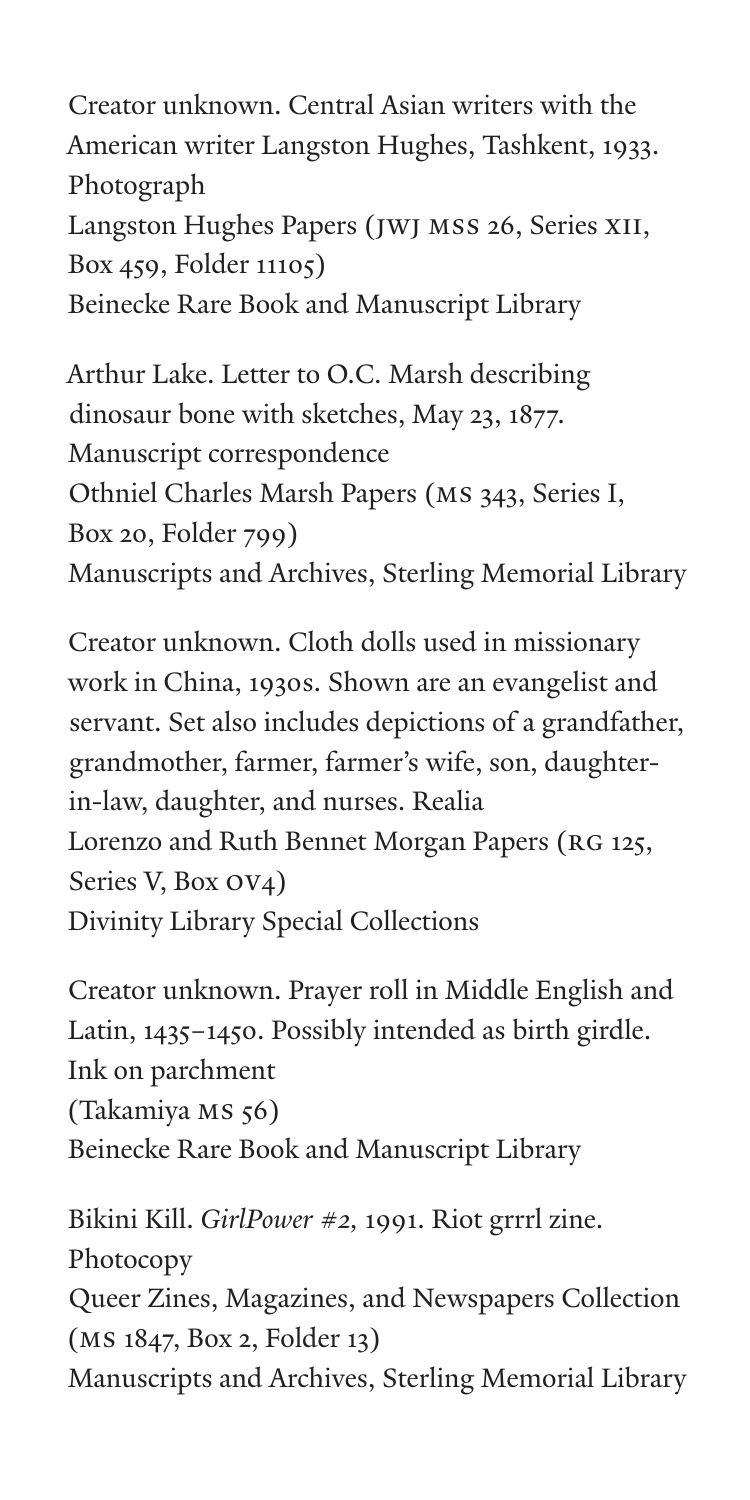Creator unknown. Central Asian writers with the American writer Langston Hughes, Tashkent, 1933.
Photograph
Langston Hughes Papers (JWJ MSS 26, Series XII, Box 459, Folder 11105)
Beinecke Rare Book and Manuscript Library

Arthur Lake. Letter to O.C. Marsh describing dinosaur bone with sketches, May 23, 1877.
Manuscript correspondence
Othniel Charles Marsh Papers (MS 343, Series I, Box 20, Folder 799)
Manuscripts and Archives, Sterling Memorial Library

Creator unknown. Cloth dolls used in missionary work in China, 1930s. Shown are an evangelist and servant. Set also includes depictions of a grandfather, grandmother, farmer, farmer's wife, son, daughter-in-law, daughter, and nurses. Realia
Lorenzo and Ruth Bennet Morgan Papers (RG 125, Series V, Box OV4)
Divinity Library Special Collections

Creator unknown. Prayer roll in Middle English and Latin, 1435–1450. Possibly intended as birth girdle.
Ink on parchment
(Takamiya MS 56)
Beinecke Rare Book and Manuscript Library

Bikini Kill. *GirlPower #2,* 1991. Riot grrrl zine.
Photocopy
Queer Zines, Magazines, and Newspapers Collection (MS 1847, Box 2, Folder 13)
Manuscripts and Archives, Sterling Memorial Library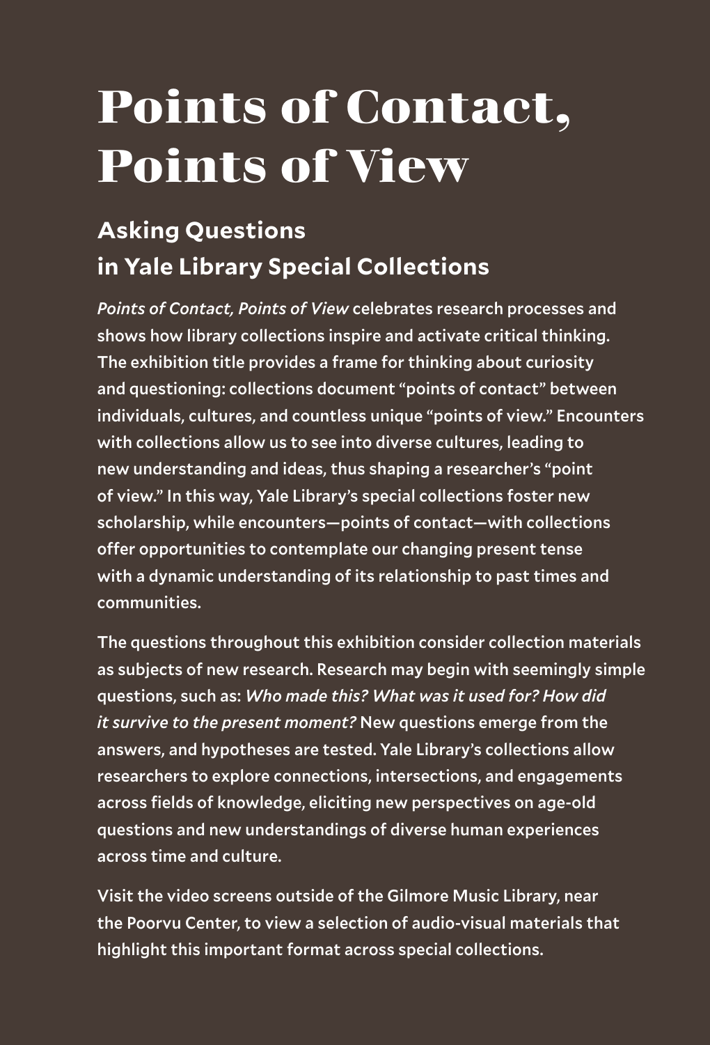# Points of Contact, Points of View

## Asking Questions in Yale Library Special Collections

*Points of Contact, Points of View* celebrates research processes and shows how library collections inspire and activate critical thinking. The exhibition title provides a frame for thinking about curiosity and questioning: collections document "points of contact" between individuals, cultures, and countless unique "points of view." Encounters with collections allow us to see into diverse cultures, leading to new understanding and ideas, thus shaping a researcher's "point of view." In this way, Yale Library's special collections foster new scholarship, while encounters—points of contact—with collections offer opportunities to contemplate our changing present tense with a dynamic understanding of its relationship to past times and communities.

The questions throughout this exhibition consider collection materials as subjects of new research. Research may begin with seemingly simple questions, such as: *Who made this? What was it used for? How did it survive to the present moment?* New questions emerge from the answers, and hypotheses are tested. Yale Library's collections allow researchers to explore connections, intersections, and engagements across fields of knowledge, eliciting new perspectives on age-old questions and new understandings of diverse human experiences across time and culture.

Visit the video screens outside of the Gilmore Music Library, near the Poorvu Center, to view a selection of audio-visual materials that highlight this important format across special collections.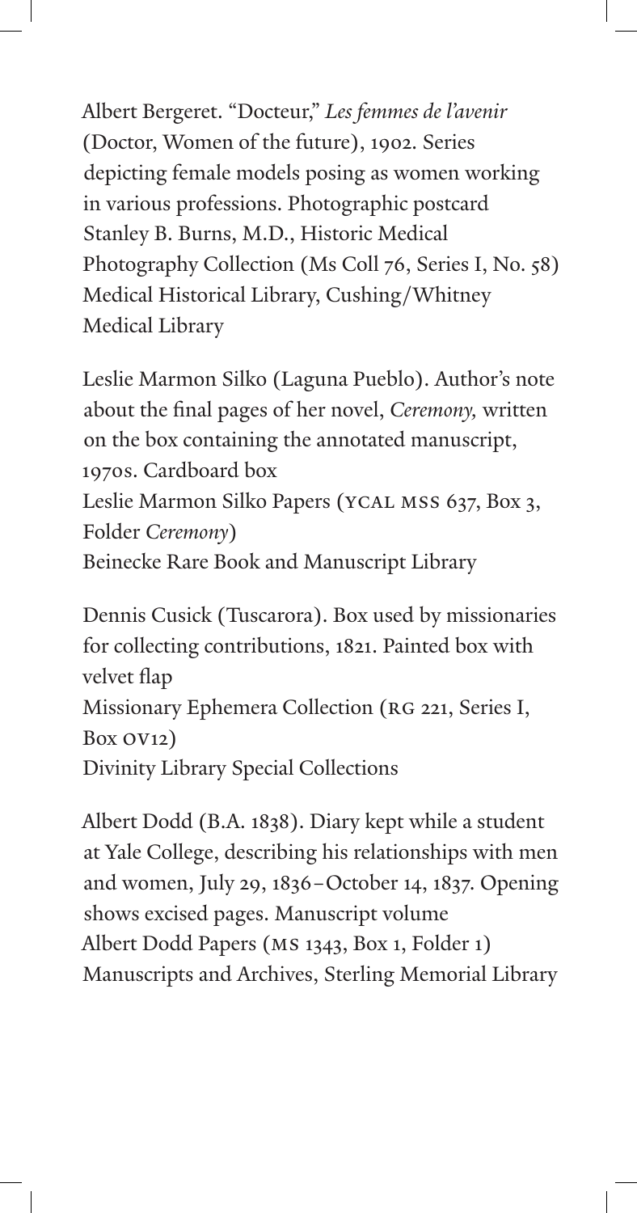Albert Bergeret. "Docteur," *Les femmes de l'avenir* (Doctor, Women of the future), 1902. Series depicting female models posing as women working in various professions. Photographic postcard
Stanley B. Burns, M.D., Historic Medical Photography Collection (Ms Coll 76, Series I, No. 58)
Medical Historical Library, Cushing/Whitney Medical Library

Leslie Marmon Silko (Laguna Pueblo). Author's note about the final pages of her novel, *Ceremony,* written on the box containing the annotated manuscript, 1970s. Cardboard box
Leslie Marmon Silko Papers (YCAL MSS 637, Box 3, Folder *Ceremony*)
Beinecke Rare Book and Manuscript Library

Dennis Cusick (Tuscarora). Box used by missionaries for collecting contributions, 1821. Painted box with velvet flap
Missionary Ephemera Collection (RG 221, Series I, Box OV12)
Divinity Library Special Collections

Albert Dodd (B.A. 1838). Diary kept while a student at Yale College, describing his relationships with men and women, July 29, 1836–October 14, 1837. Opening shows excised pages. Manuscript volume
Albert Dodd Papers (MS 1343, Box 1, Folder 1)
Manuscripts and Archives, Sterling Memorial Library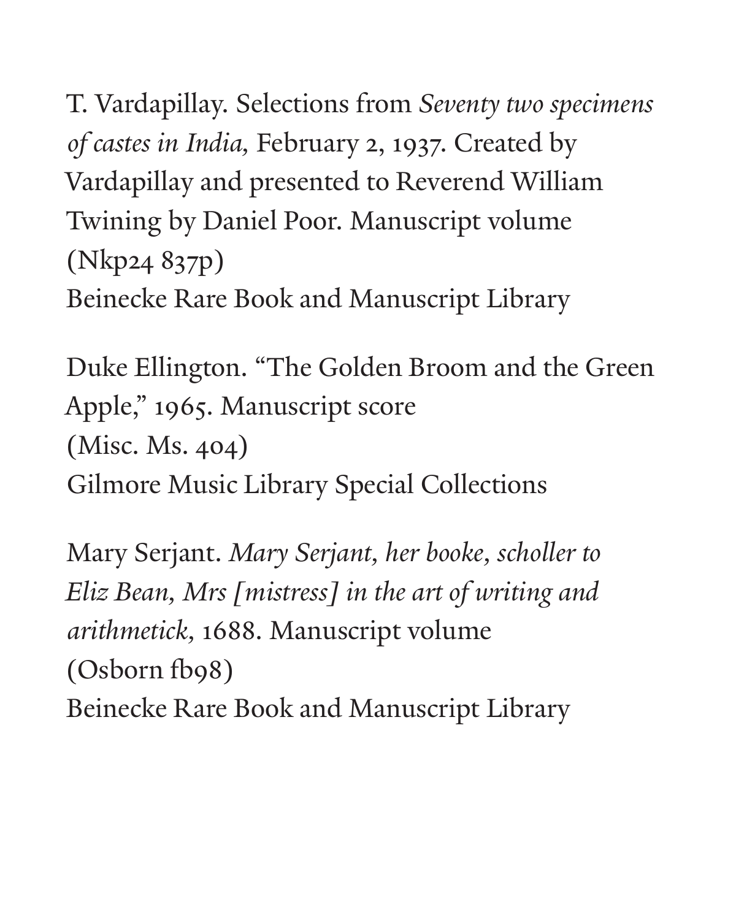T. Vardapillay. Selections from *Seventy two specimens of castes in India,* February 2, 1937. Created by Vardapillay and presented to Reverend William Twining by Daniel Poor. Manuscript volume
(Nkp24 837p)
Beinecke Rare Book and Manuscript Library

Duke Ellington. "The Golden Broom and the Green Apple," 1965. Manuscript score
(Misc. Ms. 404)
Gilmore Music Library Special Collections

Mary Serjant. *Mary Serjant, her booke, scholler to Eliz Bean, Mrs [mistress] in the art of writing and arithmetick,* 1688. Manuscript volume
(Osborn fb98)
Beinecke Rare Book and Manuscript Library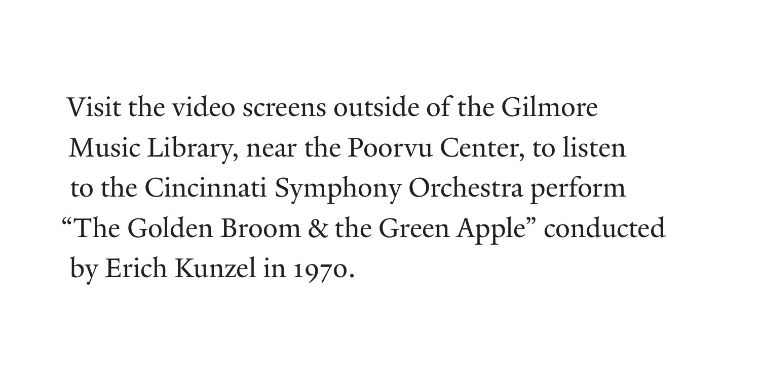Visit the video screens outside of the Gilmore Music Library, near the Poorvu Center, to listen to the Cincinnati Symphony Orchestra perform "The Golden Broom & the Green Apple" conducted by Erich Kunzel in 1970.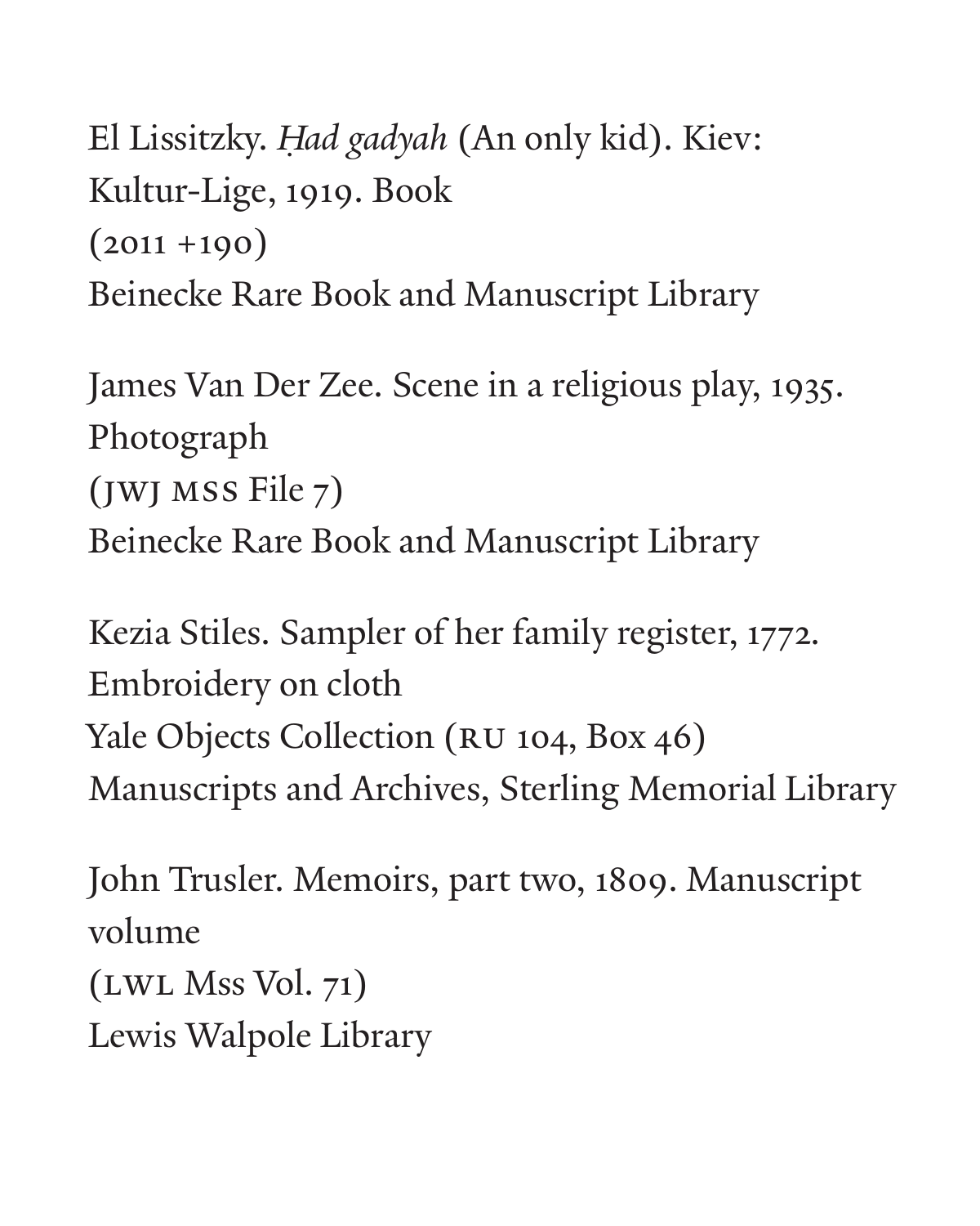El Lissitzky. *Ḥad gadyah* (An only kid). Kiev: Kultur-Lige, 1919. Book
(2011 +190)
Beinecke Rare Book and Manuscript Library

James Van Der Zee. Scene in a religious play, 1935. Photograph
(JWJ MSS File 7)
Beinecke Rare Book and Manuscript Library

Kezia Stiles. Sampler of her family register, 1772. Embroidery on cloth
Yale Objects Collection (RU 104, Box 46)
Manuscripts and Archives, Sterling Memorial Library

John Trusler. Memoirs, part two, 1809. Manuscript volume
(LWL Mss Vol. 71)
Lewis Walpole Library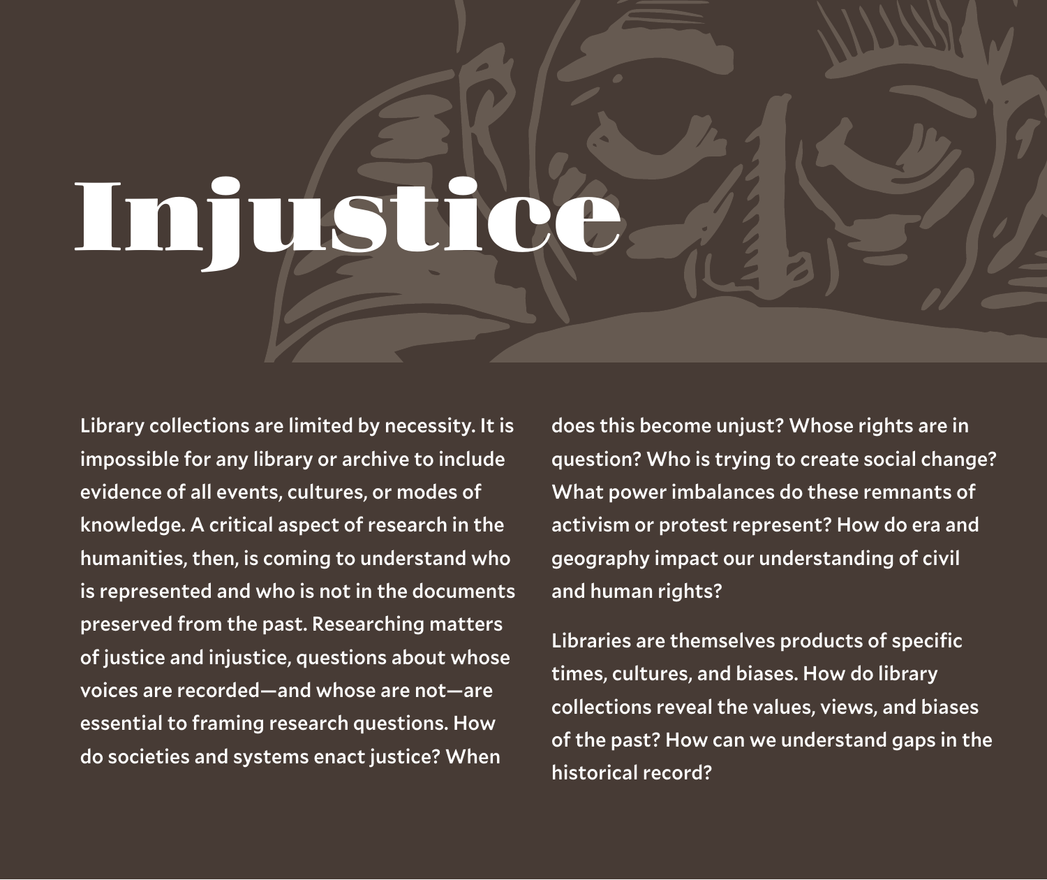# Injustice

Library collections are limited by necessity. It is impossible for any library or archive to include evidence of all events, cultures, or modes of knowledge. A critical aspect of research in the humanities, then, is coming to understand who is represented and who is not in the documents preserved from the past. Researching matters of justice and injustice, questions about whose voices are recorded—and whose are not—are essential to framing research questions. How do societies and systems enact justice? When does this become unjust? Whose rights are in question? Who is trying to create social change? What power imbalances do these remnants of activism or protest represent? How do era and geography impact our understanding of civil and human rights?

Libraries are themselves products of specific times, cultures, and biases. How do library collections reveal the values, views, and biases of the past? How can we understand gaps in the historical record?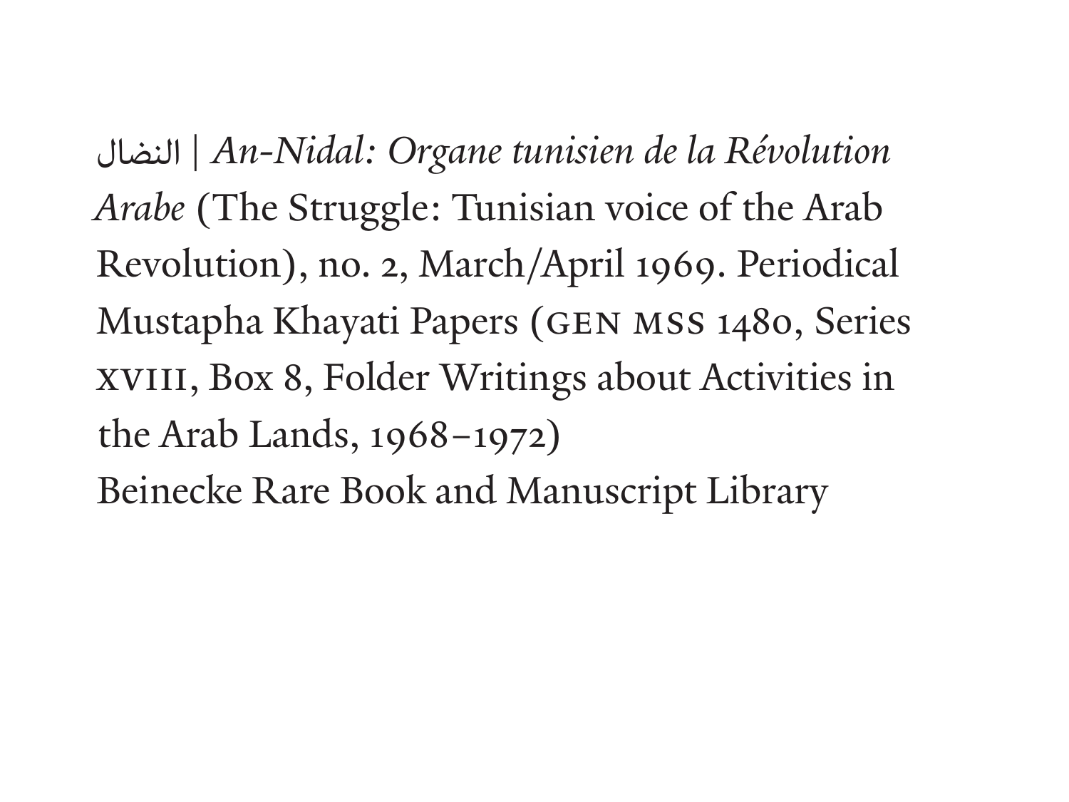النضال | *An-Nidal: Organe tunisien de la Révolution Arabe* (The Struggle: Tunisian voice of the Arab Revolution), no. 2, March/April 1969. Periodical
Mustapha Khayati Papers (GEN MSS 1480, Series XVIII, Box 8, Folder Writings about Activities in the Arab Lands, 1968–1972)
Beinecke Rare Book and Manuscript Library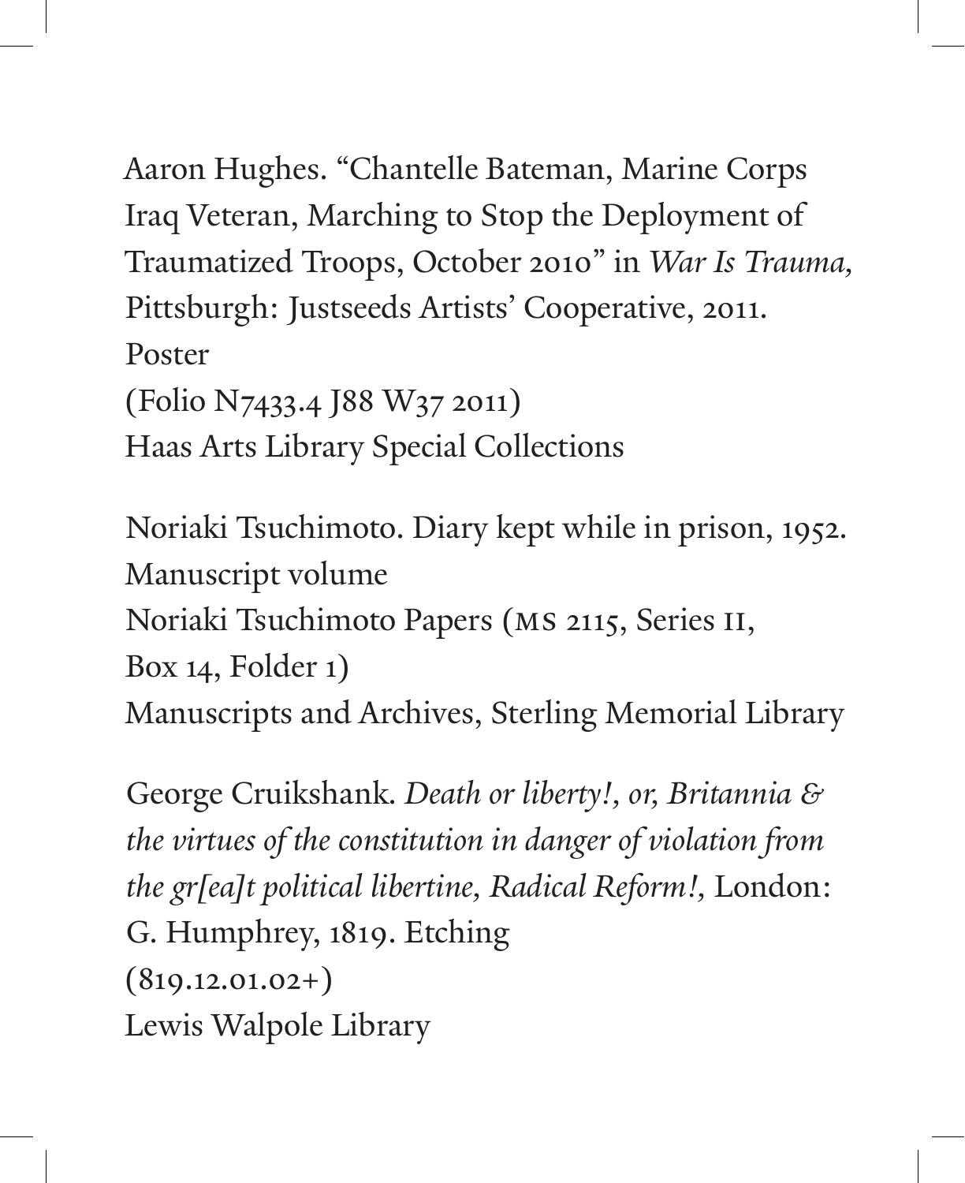Aaron Hughes. "Chantelle Bateman, Marine Corps Iraq Veteran, Marching to Stop the Deployment of Traumatized Troops, October 2010" in *War Is Trauma*, Pittsburgh: Justseeds Artists' Cooperative, 2011.
Poster
(Folio N7433.4 J88 W37 2011)
Haas Arts Library Special Collections

Noriaki Tsuchimoto. Diary kept while in prison, 1952.
Manuscript volume
Noriaki Tsuchimoto Papers (MS 2115, Series II, Box 14, Folder 1)
Manuscripts and Archives, Sterling Memorial Library

George Cruikshank. *Death or liberty!, or, Britannia & the virtues of the constitution in danger of violation from the gr[ea]t political libertine, Radical Reform!,* London: G. Humphrey, 1819. Etching
(819.12.01.02+)
Lewis Walpole Library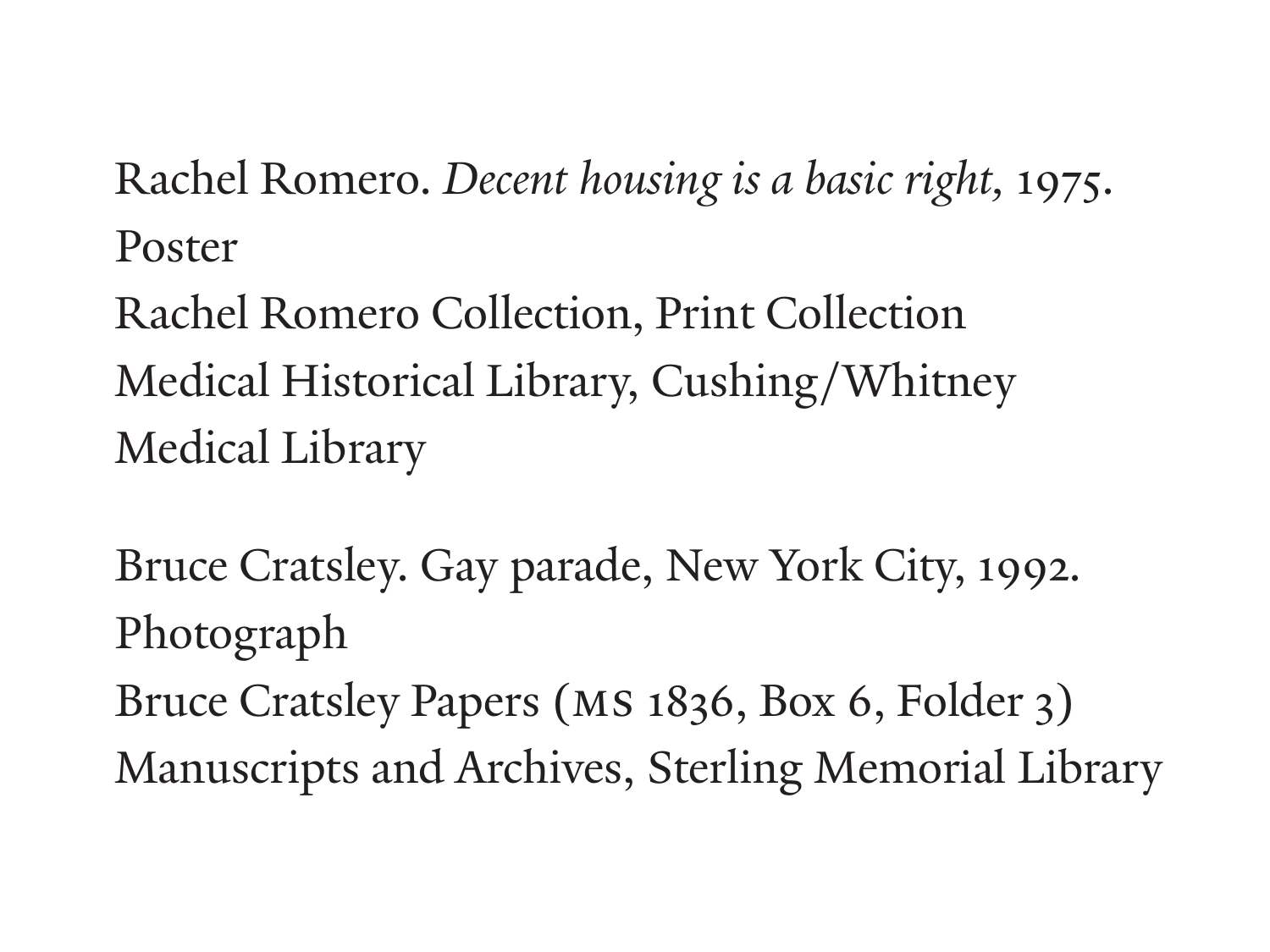Rachel Romero. *Decent housing is a basic right,* 1975.
Poster
Rachel Romero Collection, Print Collection
Medical Historical Library, Cushing/Whitney
Medical Library

Bruce Cratsley. Gay parade, New York City, 1992.
Photograph
Bruce Cratsley Papers (MS 1836, Box 6, Folder 3)
Manuscripts and Archives, Sterling Memorial Library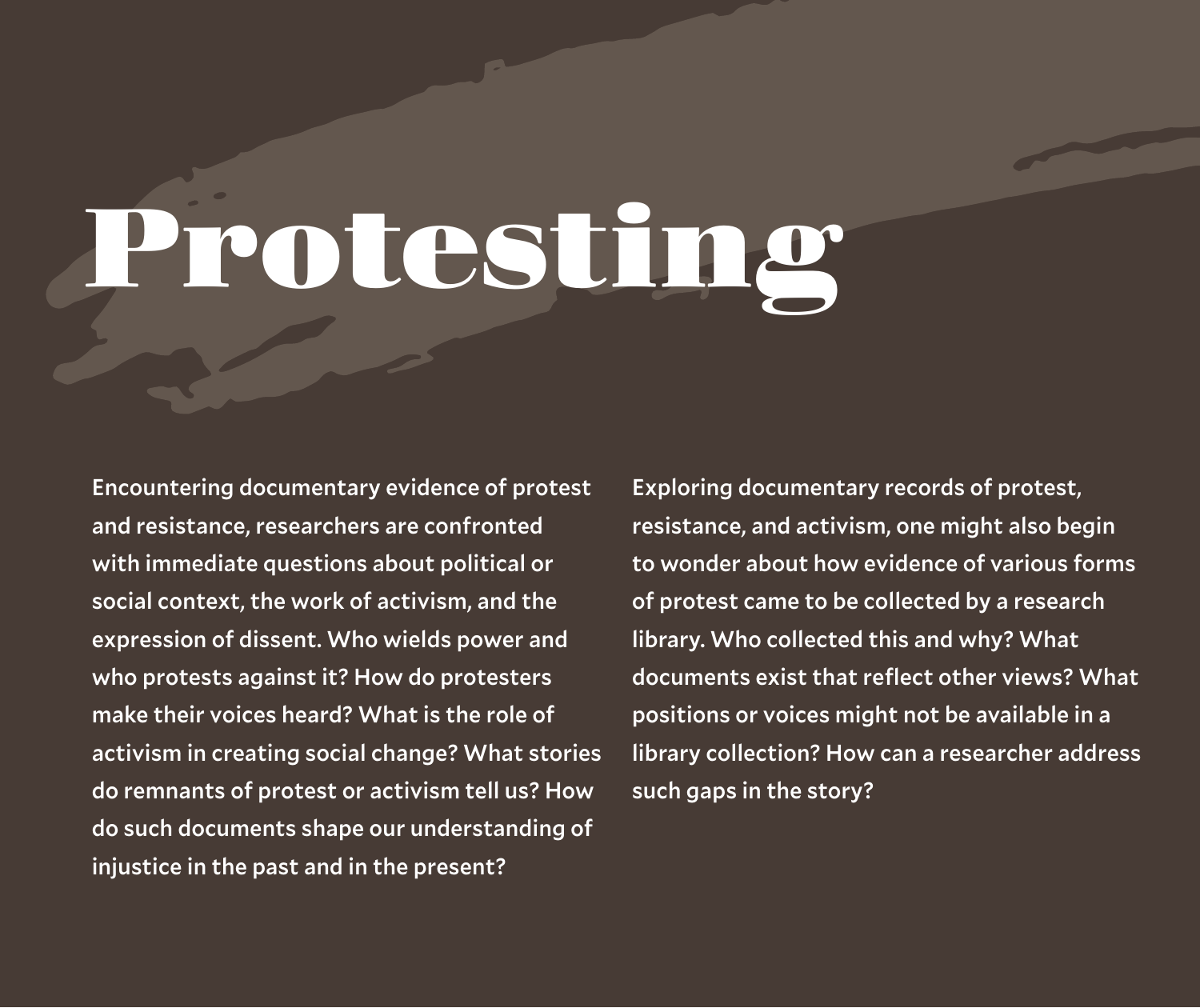# Protesting

Encountering documentary evidence of protest and resistance, researchers are confronted with immediate questions about political or social context, the work of activism, and the expression of dissent. Who wields power and who protests against it? How do protesters make their voices heard? What is the role of activism in creating social change? What stories do remnants of protest or activism tell us? How do such documents shape our understanding of injustice in the past and in the present?

Exploring documentary records of protest, resistance, and activism, one might also begin to wonder about how evidence of various forms of protest came to be collected by a research library. Who collected this and why? What documents exist that reflect other views? What positions or voices might not be available in a library collection? How can a researcher address such gaps in the story?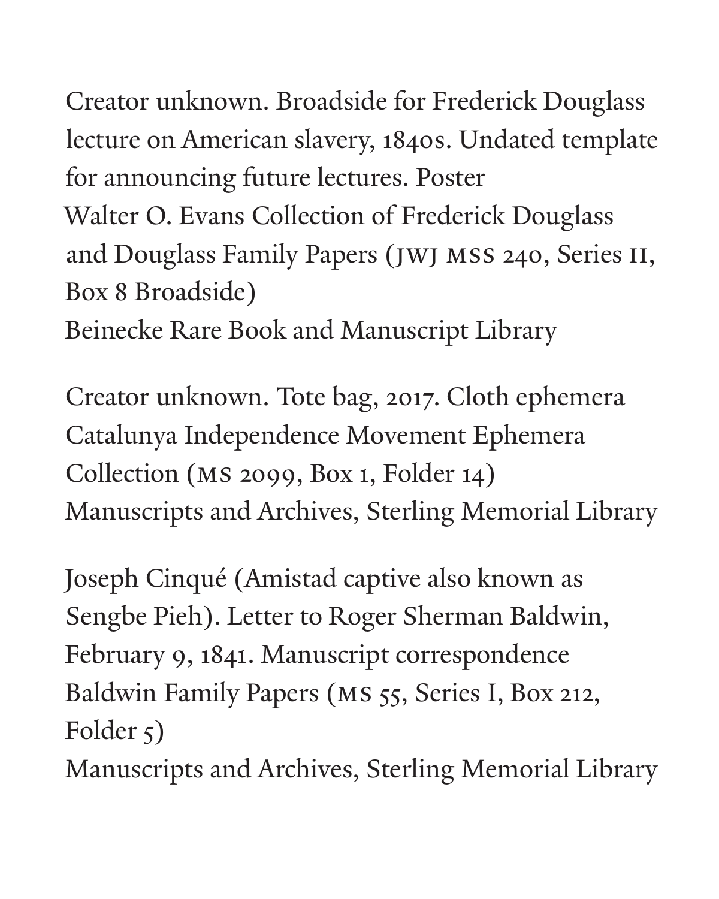Creator unknown. Broadside for Frederick Douglass lecture on American slavery, 1840s. Undated template for announcing future lectures. Poster
Walter O. Evans Collection of Frederick Douglass and Douglass Family Papers (JWJ MSS 240, Series II, Box 8 Broadside)
Beinecke Rare Book and Manuscript Library

Creator unknown. Tote bag, 2017. Cloth ephemera
Catalunya Independence Movement Ephemera Collection (MS 2099, Box 1, Folder 14)
Manuscripts and Archives, Sterling Memorial Library

Joseph Cinqué (Amistad captive also known as Sengbe Pieh). Letter to Roger Sherman Baldwin, February 9, 1841. Manuscript correspondence
Baldwin Family Papers (MS 55, Series I, Box 212, Folder 5)
Manuscripts and Archives, Sterling Memorial Library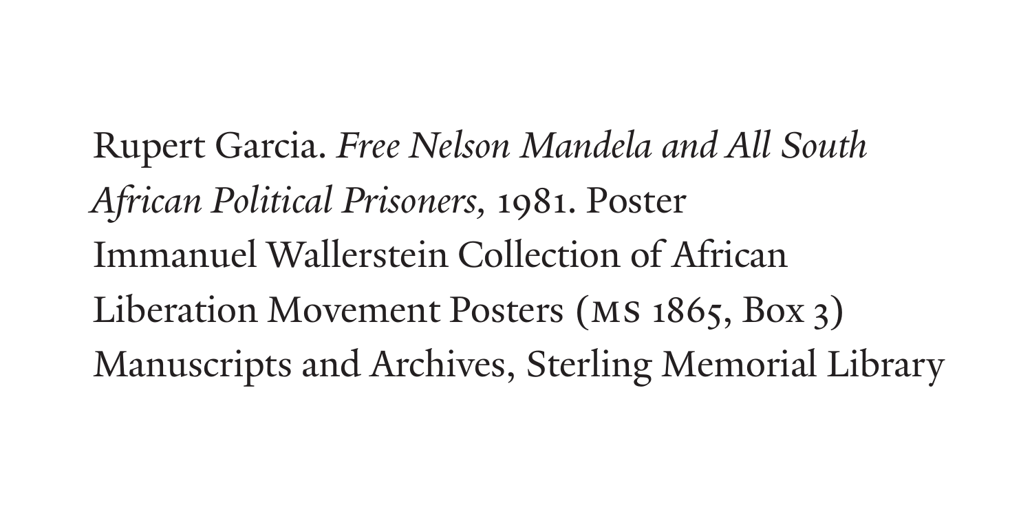Rupert Garcia. *Free Nelson Mandela and All South African Political Prisoners*, 1981. Poster
Immanuel Wallerstein Collection of African Liberation Movement Posters (MS 1865, Box 3)
Manuscripts and Archives, Sterling Memorial Library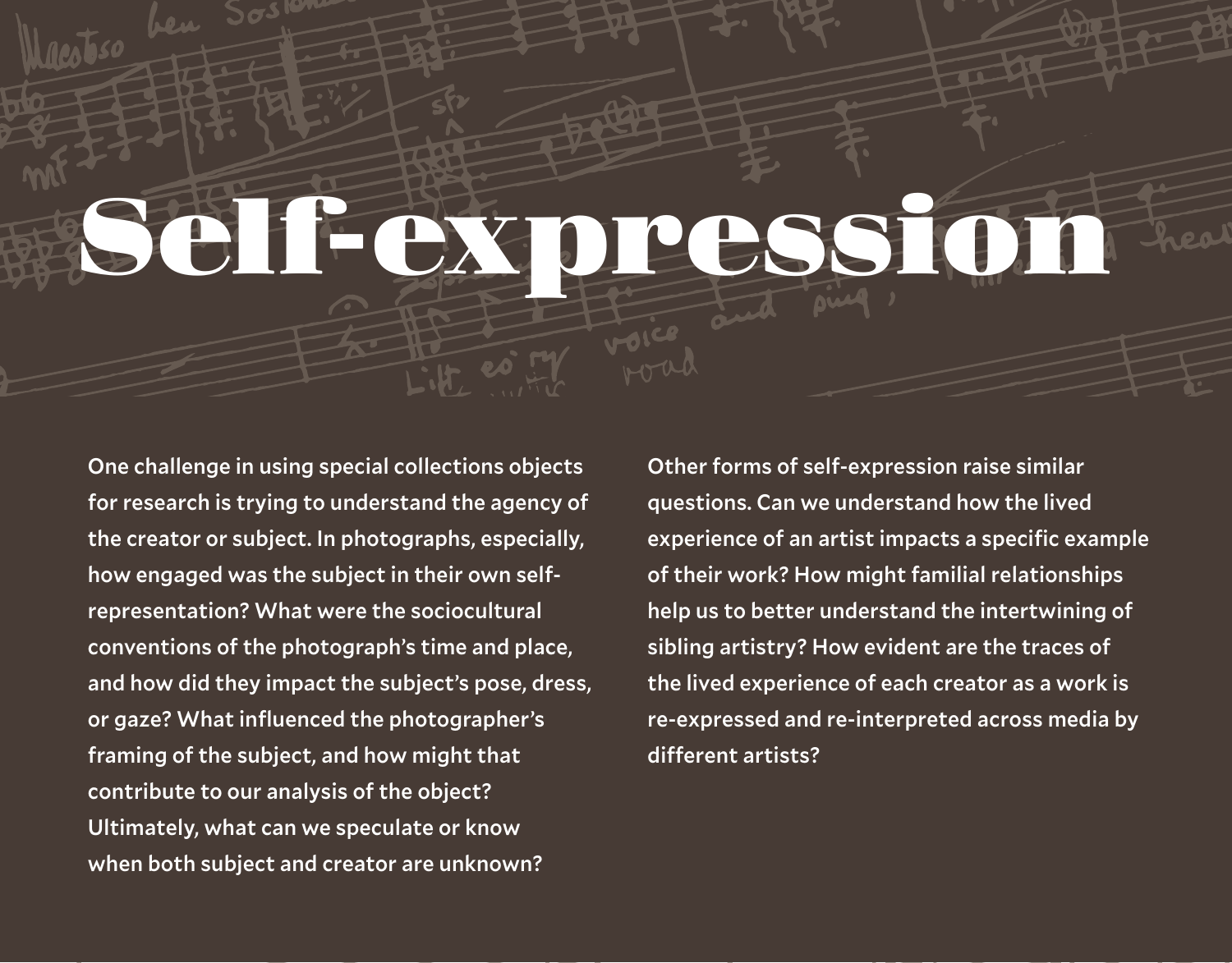# Self-expression

One challenge in using special collections objects for research is trying to understand the agency of the creator or subject. In photographs, especially, how engaged was the subject in their own self-representation? What were the sociocultural conventions of the photograph's time and place, and how did they impact the subject's pose, dress, or gaze? What influenced the photographer's framing of the subject, and how might that contribute to our analysis of the object? Ultimately, what can we speculate or know when both subject and creator are unknown?

Other forms of self-expression raise similar questions. Can we understand how the lived experience of an artist impacts a specific example of their work? How might familial relationships help us to better understand the intertwining of sibling artistry? How evident are the traces of the lived experience of each creator as a work is re-expressed and re-interpreted across media by different artists?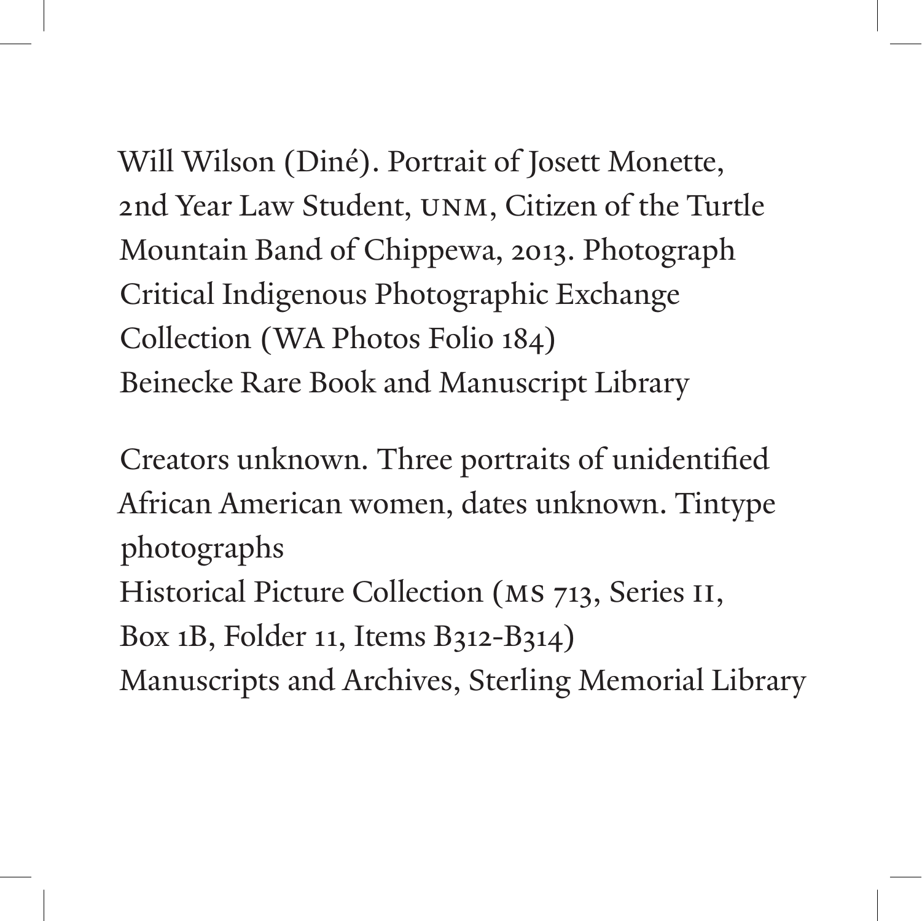Will Wilson (Diné). Portrait of Josett Monette, 2nd Year Law Student, UNM, Citizen of the Turtle Mountain Band of Chippewa, 2013. Photograph
Critical Indigenous Photographic Exchange Collection (WA Photos Folio 184)
Beinecke Rare Book and Manuscript Library

Creators unknown. Three portraits of unidentified African American women, dates unknown. Tintype photographs
Historical Picture Collection (MS 713, Series II, Box 1B, Folder 11, Items B312-B314)
Manuscripts and Archives, Sterling Memorial Library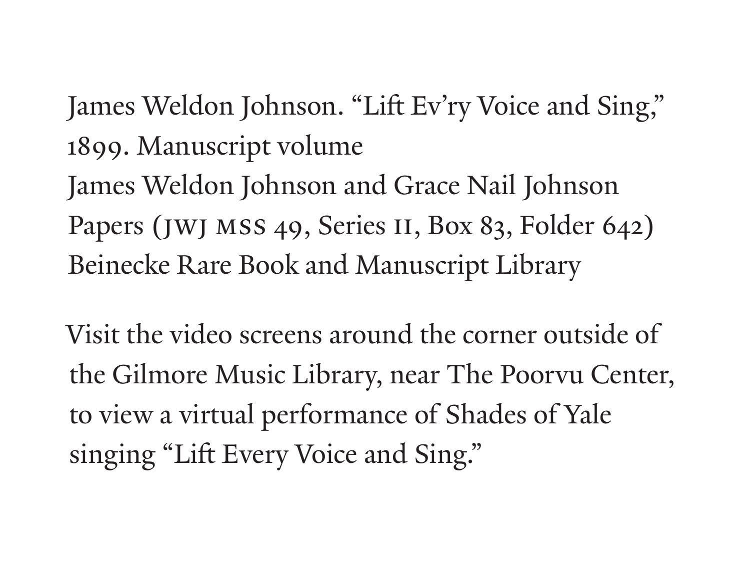James Weldon Johnson. “Lift Ev’ry Voice and Sing,” 1899. Manuscript volume
James Weldon Johnson and Grace Nail Johnson Papers (JWJ MSS 49, Series II, Box 83, Folder 642)
Beinecke Rare Book and Manuscript Library

Visit the video screens around the corner outside of the Gilmore Music Library, near The Poorvu Center, to view a virtual performance of Shades of Yale singing “Lift Every Voice and Sing.”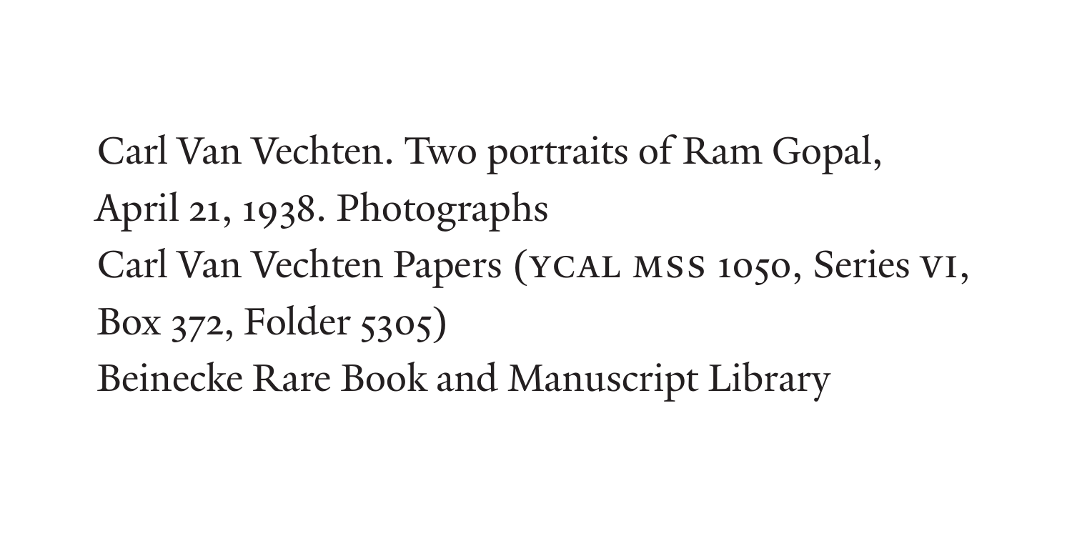Carl Van Vechten. Two portraits of Ram Gopal, April 21, 1938. Photographs
Carl Van Vechten Papers (YCAL MSS 1050, Series VI, Box 372, Folder 5305)
Beinecke Rare Book and Manuscript Library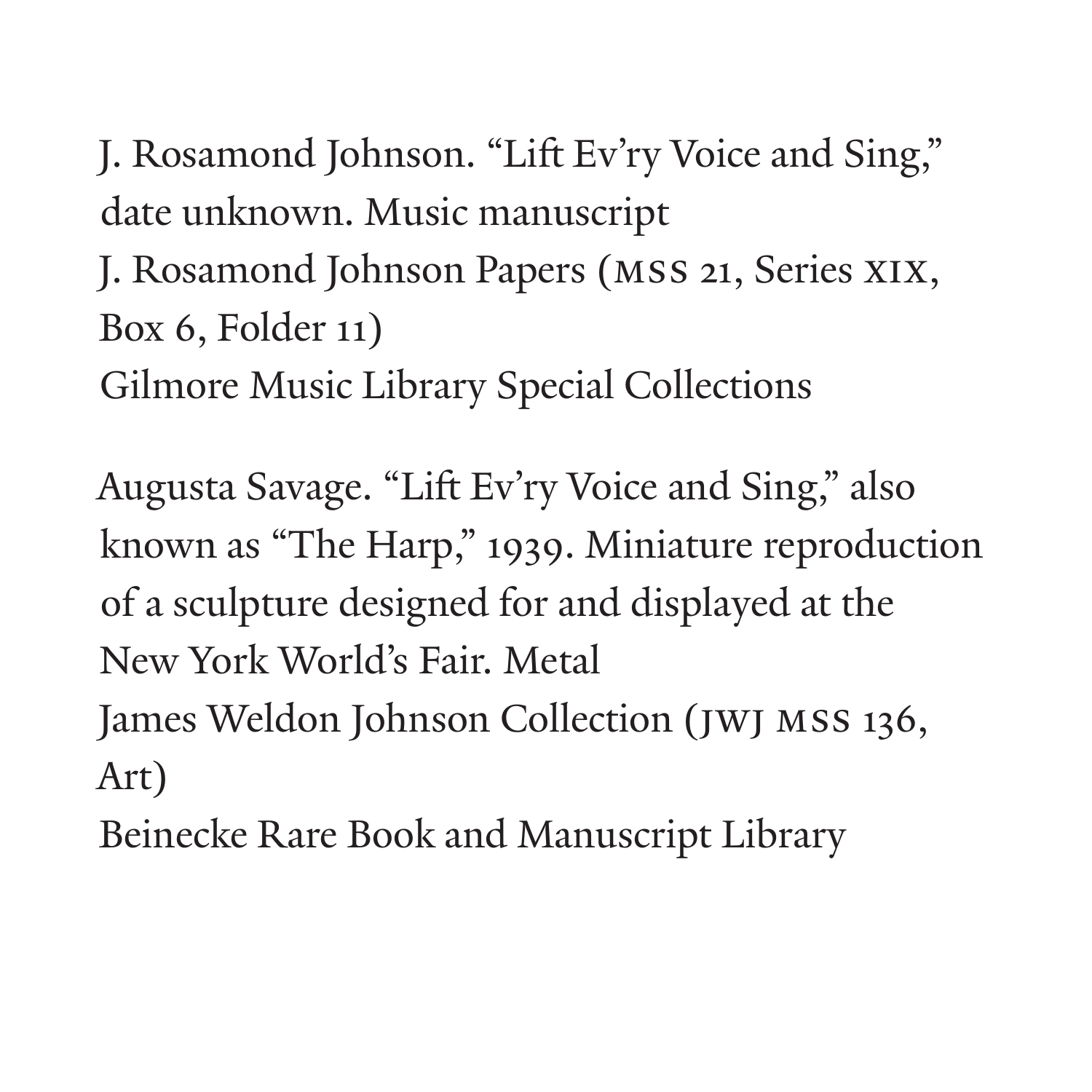J. Rosamond Johnson. “Lift Ev’ry Voice and Sing,” date unknown. Music manuscript
J. Rosamond Johnson Papers (MSS 21, Series XIX, Box 6, Folder 11)
Gilmore Music Library Special Collections

Augusta Savage. “Lift Ev’ry Voice and Sing,” also known as “The Harp,” 1939. Miniature reproduction of a sculpture designed for and displayed at the New York World’s Fair. Metal
James Weldon Johnson Collection (JWJ MSS 136, Art)
Beinecke Rare Book and Manuscript Library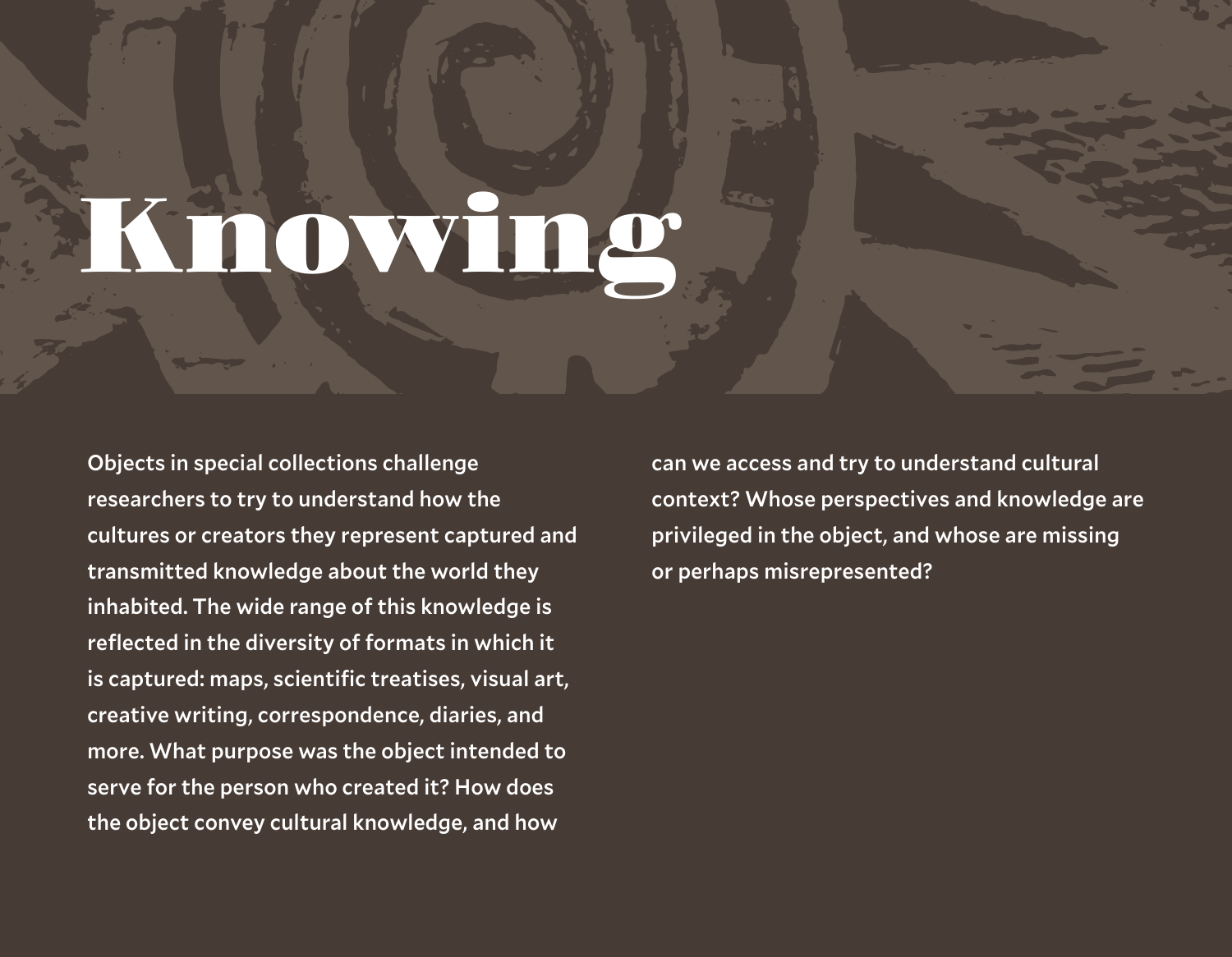# Knowing

Objects in special collections challenge researchers to try to understand how the cultures or creators they represent captured and transmitted knowledge about the world they inhabited. The wide range of this knowledge is reflected in the diversity of formats in which it is captured: maps, scientific treatises, visual art, creative writing, correspondence, diaries, and more. What purpose was the object intended to serve for the person who created it? How does the object convey cultural knowledge, and how can we access and try to understand cultural context? Whose perspectives and knowledge are privileged in the object, and whose are missing or perhaps misrepresented?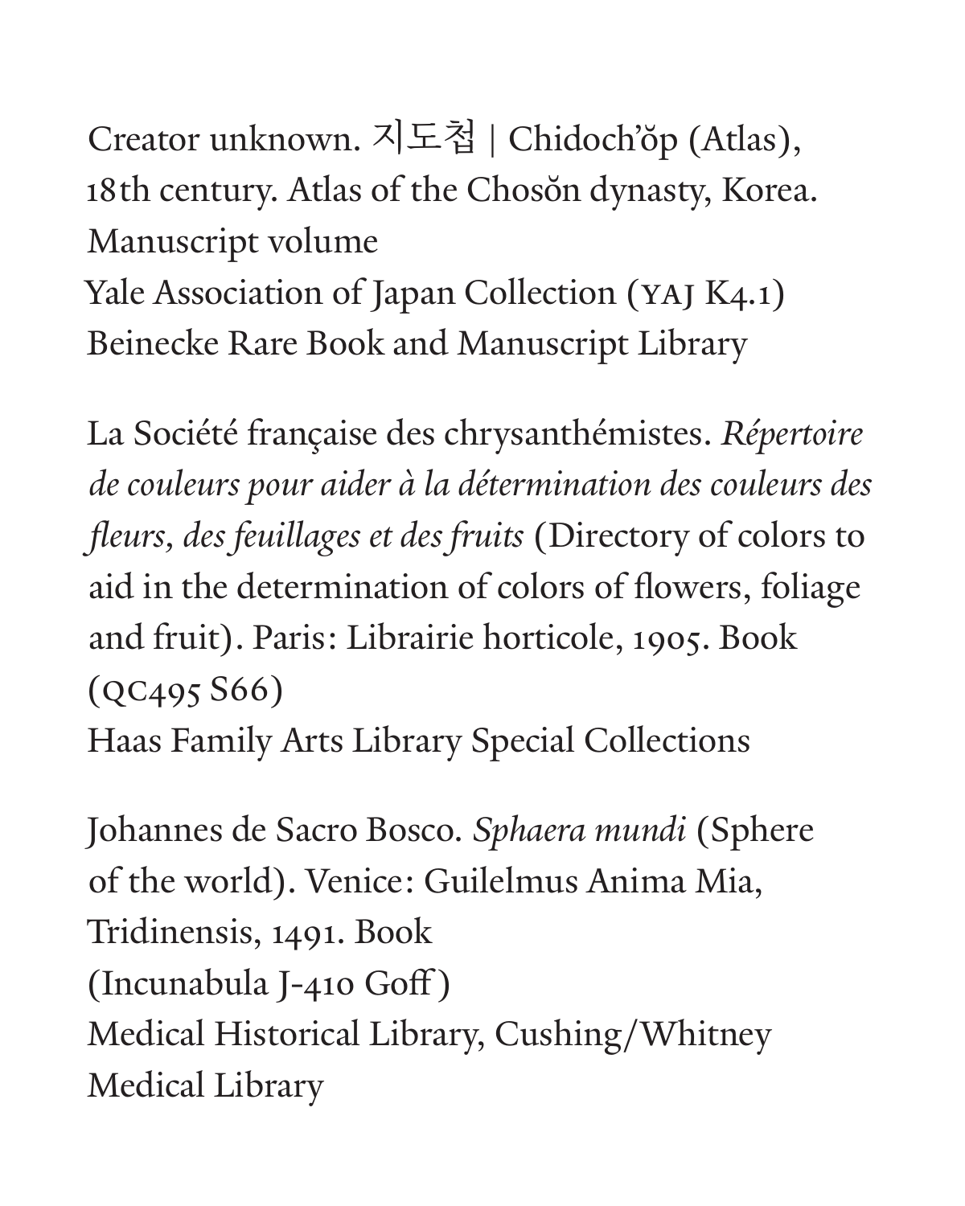Creator unknown. 지도첩 | Chidoch'ŏp (Atlas), 18th century. Atlas of the Chosŏn dynasty, Korea. Manuscript volume
Yale Association of Japan Collection (YAJ K4.1)
Beinecke Rare Book and Manuscript Library

La Société française des chrysanthémistes. *Répertoire de couleurs pour aider à la détermination des couleurs des fleurs, des feuillages et des fruits* (Directory of colors to aid in the determination of colors of flowers, foliage and fruit). Paris: Librairie horticole, 1905. Book (QC495 S66)
Haas Family Arts Library Special Collections

Johannes de Sacro Bosco. *Sphaera mundi* (Sphere of the world). Venice: Guilelmus Anima Mia, Tridinensis, 1491. Book
(Incunabula J-410 Goff)
Medical Historical Library, Cushing/Whitney Medical Library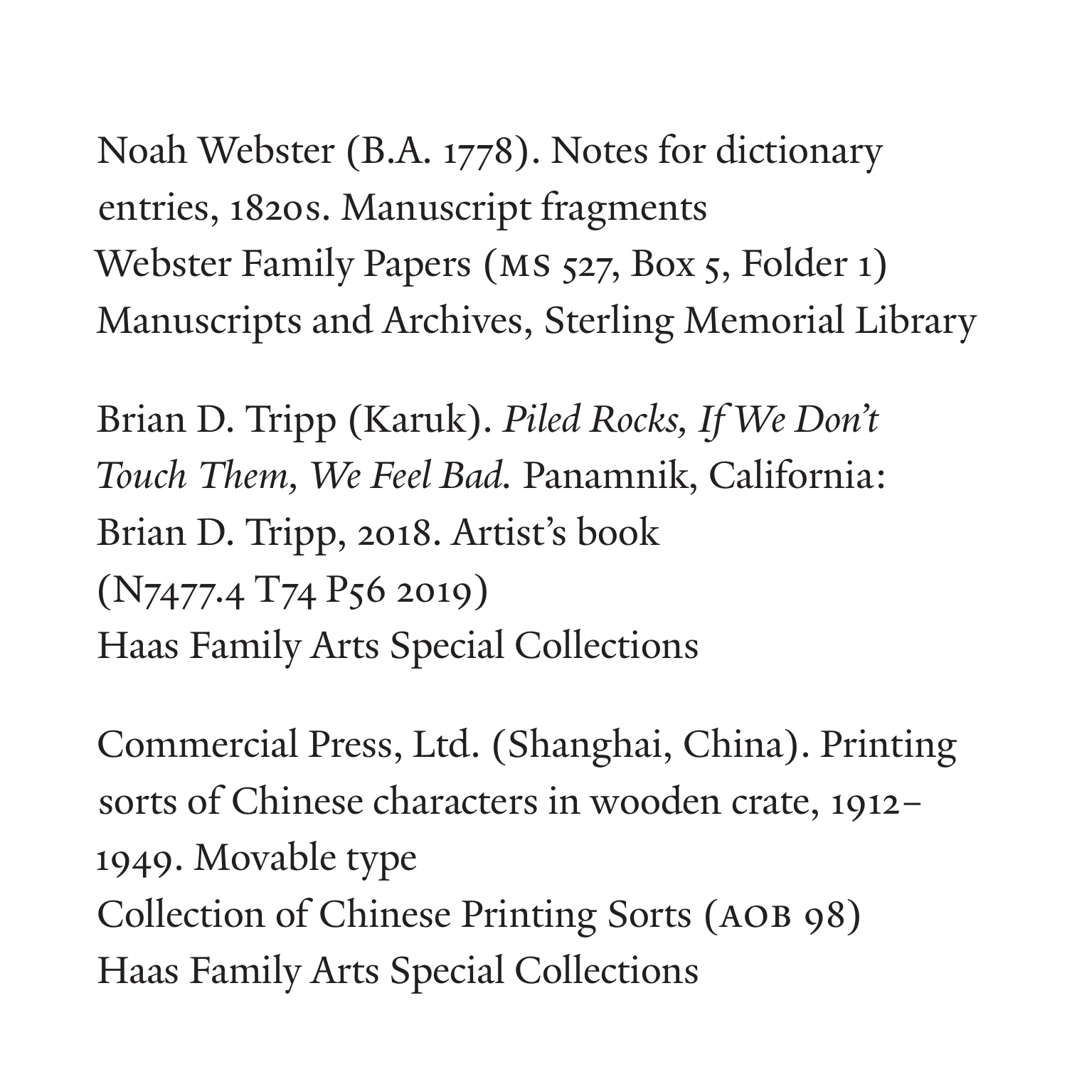Noah Webster (B.A. 1778). Notes for dictionary entries, 1820s. Manuscript fragments
Webster Family Papers (MS 527, Box 5, Folder 1)
Manuscripts and Archives, Sterling Memorial Library

Brian D. Tripp (Karuk). *Piled Rocks, If We Don't Touch Them, We Feel Bad.* Panamnik, California: Brian D. Tripp, 2018. Artist's book
(N7477.4 T74 P56 2019)
Haas Family Arts Special Collections

Commercial Press, Ltd. (Shanghai, China). Printing sorts of Chinese characters in wooden crate, 1912–1949. Movable type
Collection of Chinese Printing Sorts (AOB 98)
Haas Family Arts Special Collections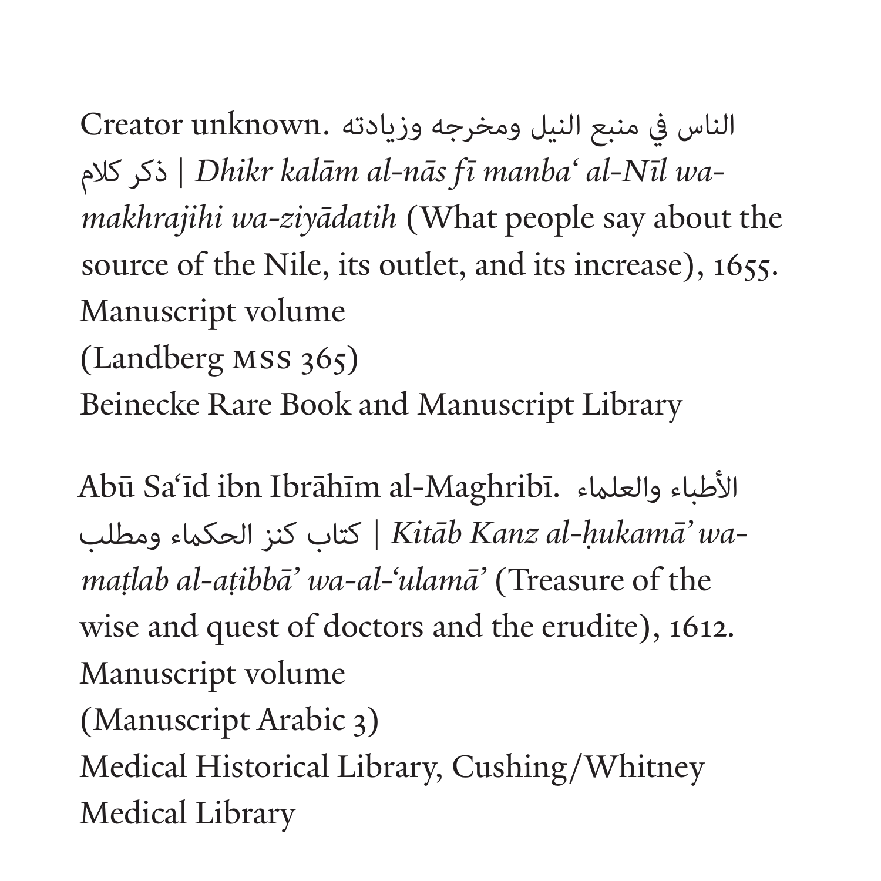Creator unknown. ذكر كلام الناس في منبع النيل ومخرجه وزيادته | *Dhikr kalām al-nās fī manbaʻ al-Nīl wa-makhrajihi wa-ziyādatih* (What people say about the source of the Nile, its outlet, and its increase), 1655.
Manuscript volume
(Landberg MSS 365)
Beinecke Rare Book and Manuscript Library

Abū Saʻīd ibn Ibrāhīm al-Maghribī. كتاب كنز الحكماء ومطلب الأطباء والعلماء | *Kitāb Kanz al-ḥukamā' wa-maṭlab al-aṭibbā' wa-al-ʻulamā'* (Treasure of the wise and quest of doctors and the erudite), 1612.
Manuscript volume
(Manuscript Arabic 3)
Medical Historical Library, Cushing/Whitney Medical Library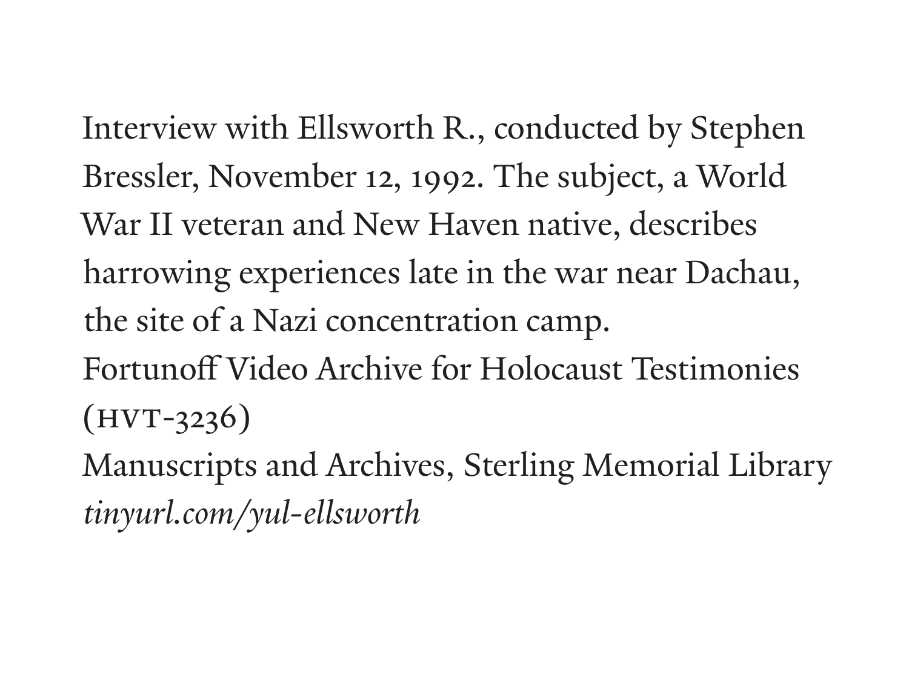Interview with Ellsworth R., conducted by Stephen Bressler, November 12, 1992. The subject, a World War II veteran and New Haven native, describes harrowing experiences late in the war near Dachau, the site of a Nazi concentration camp.
Fortunoff Video Archive for Holocaust Testimonies (HVT-3236)
Manuscripts and Archives, Sterling Memorial Library
*tinyurl.com/yul-ellsworth*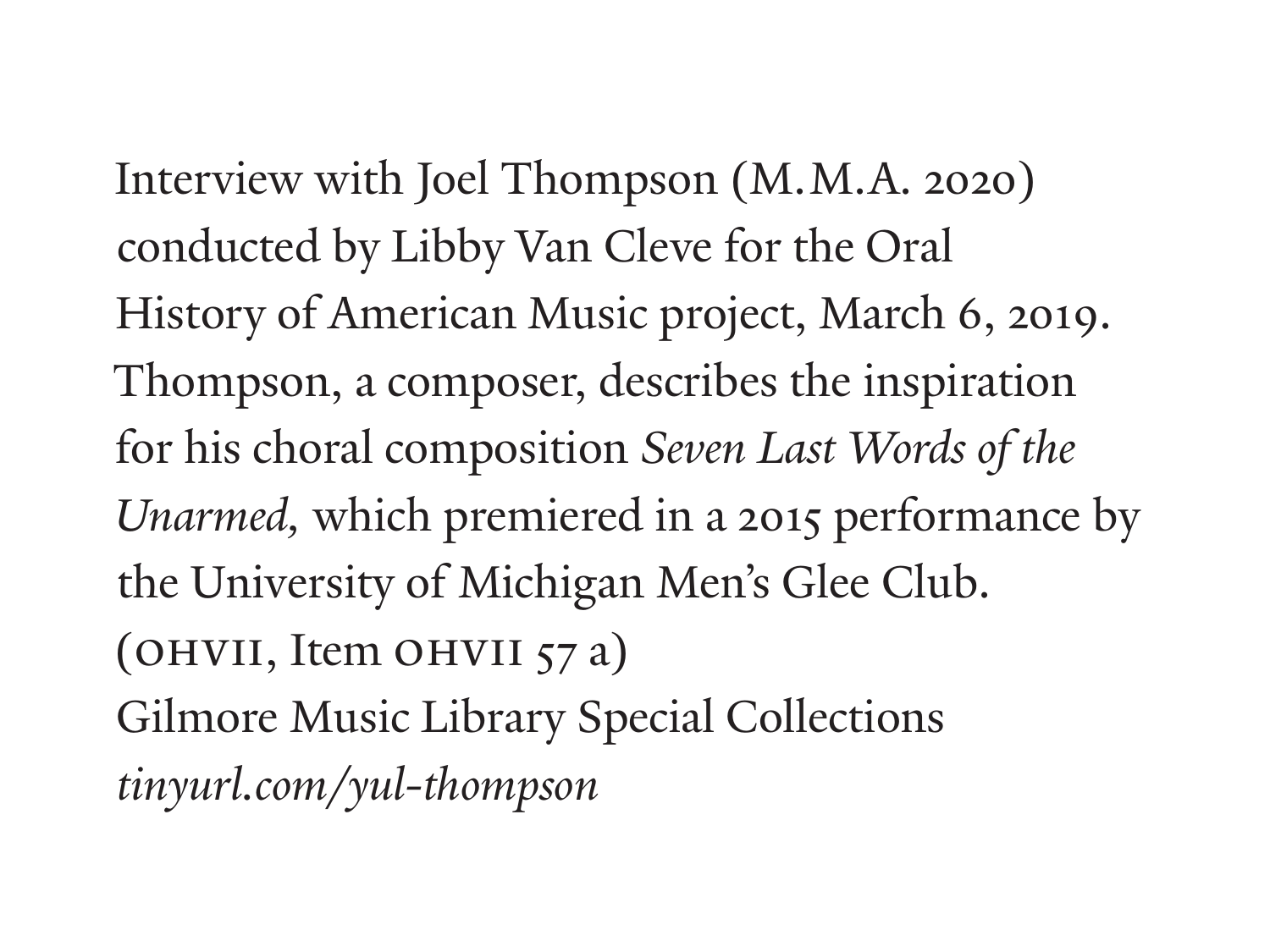Interview with Joel Thompson (M.M.A. 2020) conducted by Libby Van Cleve for the Oral History of American Music project, March 6, 2019. Thompson, a composer, describes the inspiration for his choral composition *Seven Last Words of the Unarmed,* which premiered in a 2015 performance by the University of Michigan Men's Glee Club.
(OHVII, Item OHVII 57 a)
Gilmore Music Library Special Collections
*tinyurl.com/yul-thompson*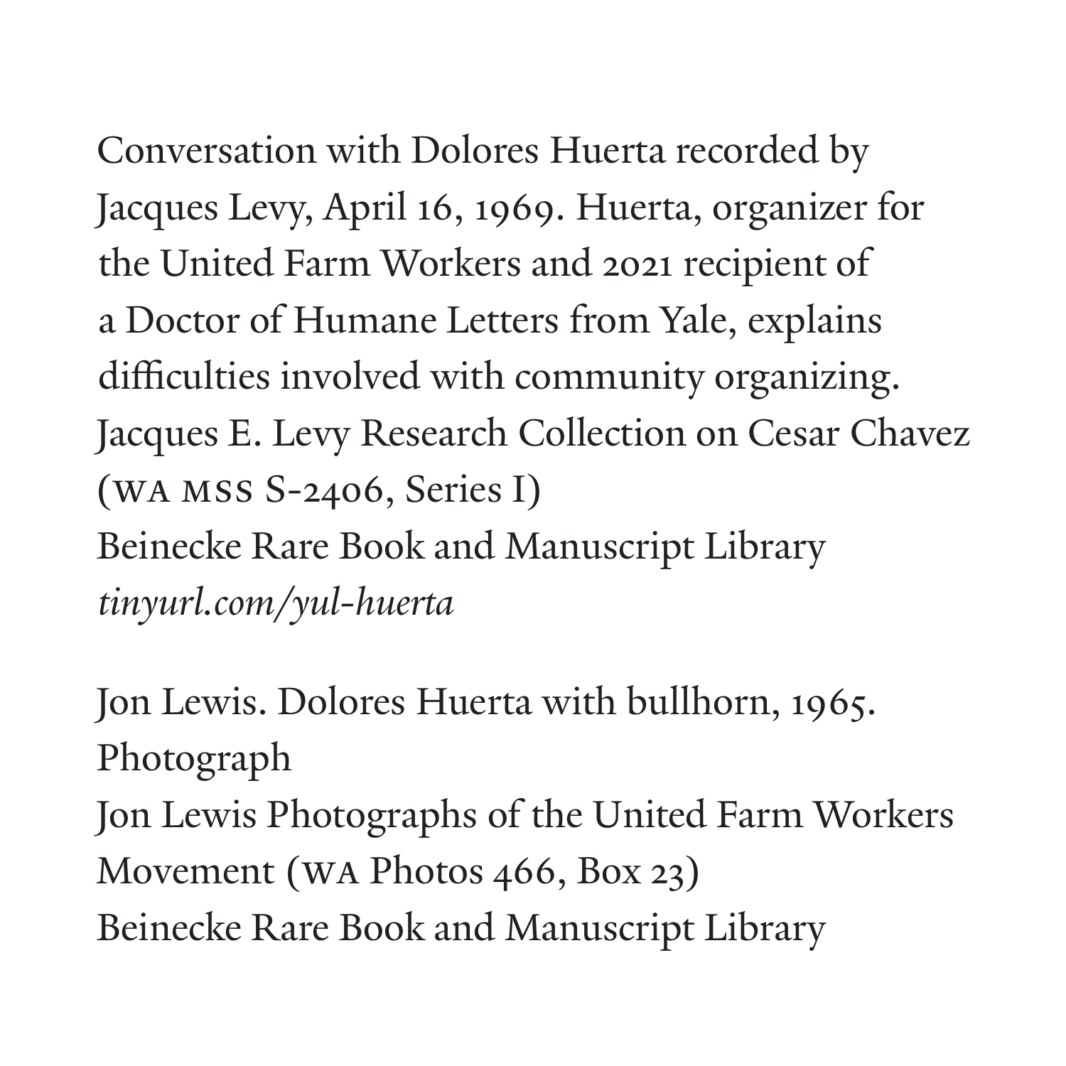Conversation with Dolores Huerta recorded by Jacques Levy, April 16, 1969. Huerta, organizer for the United Farm Workers and 2021 recipient of a Doctor of Humane Letters from Yale, explains difficulties involved with community organizing.
Jacques E. Levy Research Collection on Cesar Chavez (WA MSS S-2406, Series I)
Beinecke Rare Book and Manuscript Library
*tinyurl.com/yul-huerta*

Jon Lewis. Dolores Huerta with bullhorn, 1965.
Photograph
Jon Lewis Photographs of the United Farm Workers Movement (WA Photos 466, Box 23)
Beinecke Rare Book and Manuscript Library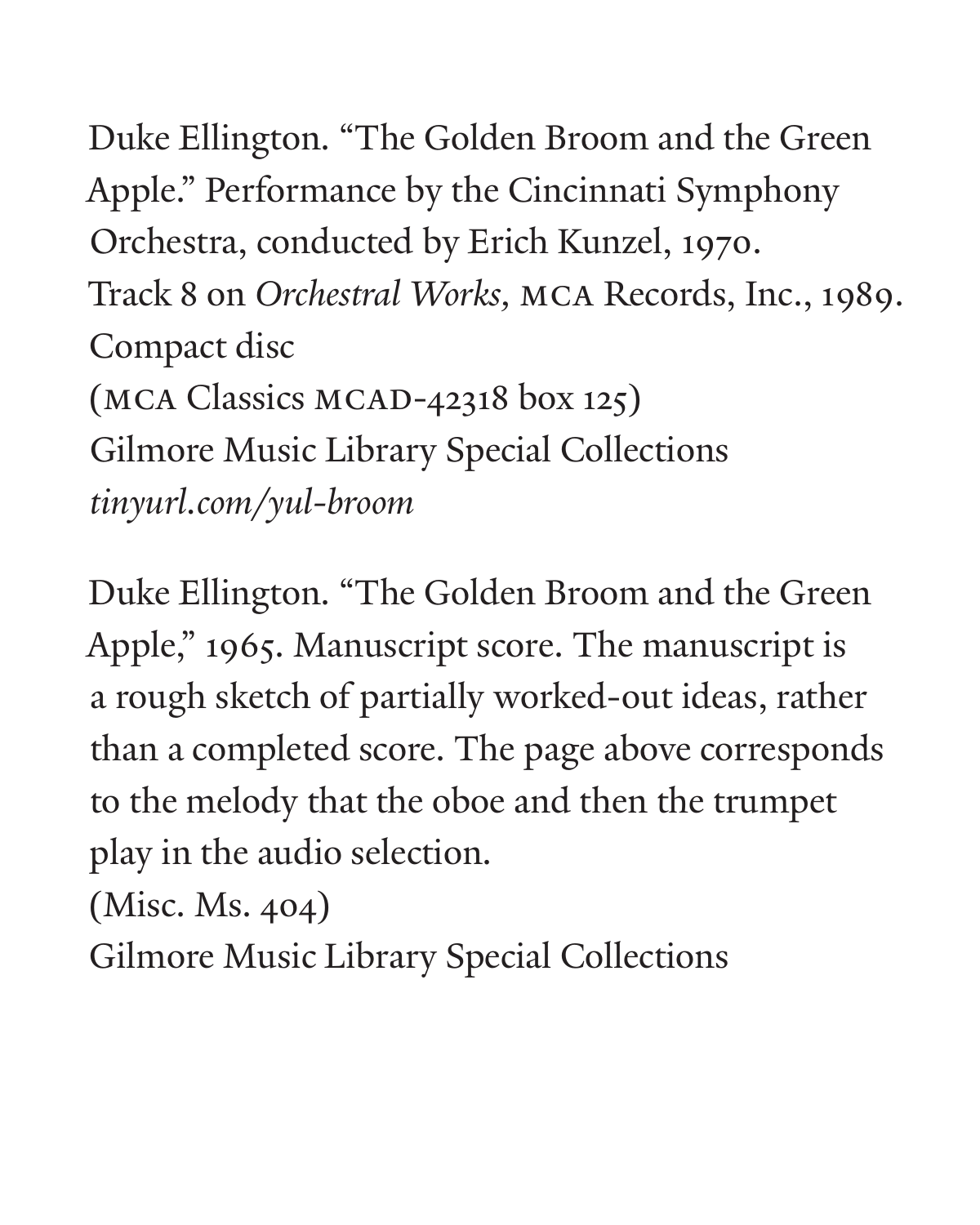Duke Ellington. "The Golden Broom and the Green Apple." Performance by the Cincinnati Symphony Orchestra, conducted by Erich Kunzel, 1970.
Track 8 on *Orchestral Works*, MCA Records, Inc., 1989.
Compact disc
(MCA Classics MCAD-42318 box 125)
Gilmore Music Library Special Collections
*tinyurl.com/yul-broom*

Duke Ellington. "The Golden Broom and the Green Apple," 1965. Manuscript score. The manuscript is a rough sketch of partially worked-out ideas, rather than a completed score. The page above corresponds to the melody that the oboe and then the trumpet play in the audio selection.
(Misc. Ms. 404)
Gilmore Music Library Special Collections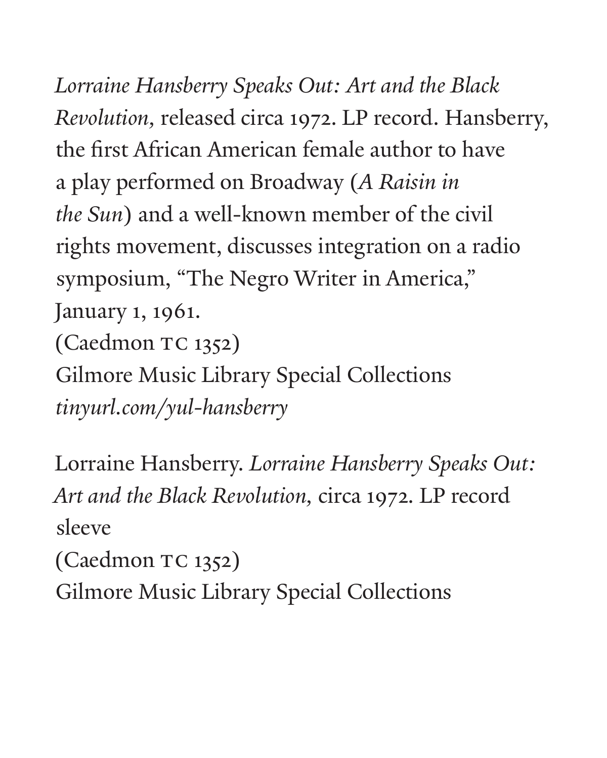*Lorraine Hansberry Speaks Out: Art and the Black Revolution,* released circa 1972. LP record. Hansberry, the first African American female author to have a play performed on Broadway (*A Raisin in the Sun*) and a well-known member of the civil rights movement, discusses integration on a radio symposium, "The Negro Writer in America," January 1, 1961.
(Caedmon TC 1352)
Gilmore Music Library Special Collections
*tinyurl.com/yul-hansberry*

Lorraine Hansberry. *Lorraine Hansberry Speaks Out: Art and the Black Revolution,* circa 1972. LP record sleeve
(Caedmon TC 1352)
Gilmore Music Library Special Collections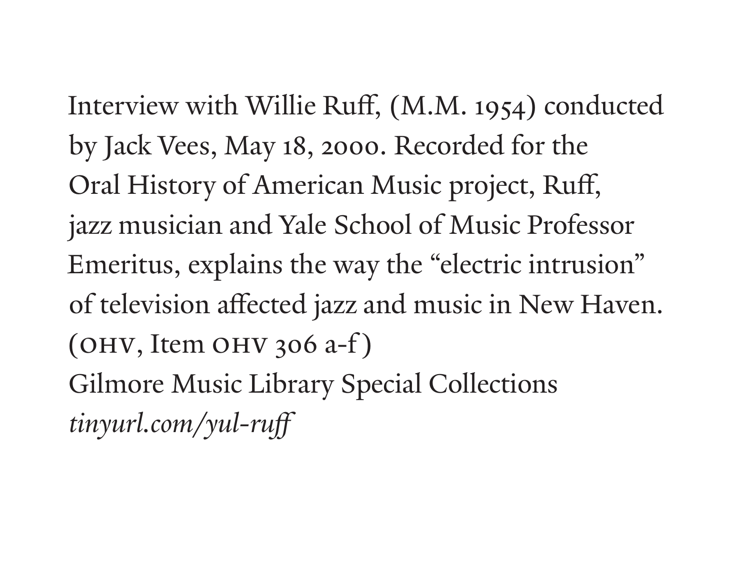Interview with Willie Ruff, (M.M. 1954) conducted by Jack Vees, May 18, 2000. Recorded for the Oral History of American Music project, Ruff, jazz musician and Yale School of Music Professor Emeritus, explains the way the "electric intrusion" of television affected jazz and music in New Haven. (OHV, Item OHV 306 a-f)
Gilmore Music Library Special Collections
*tinyurl.com/yul-ruff*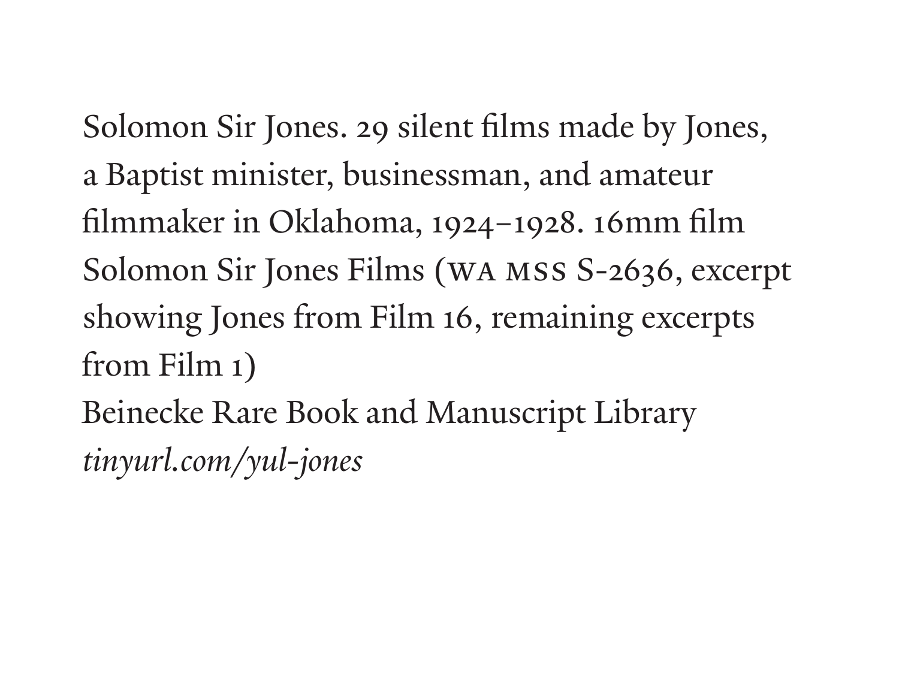Solomon Sir Jones. 29 silent films made by Jones, a Baptist minister, businessman, and amateur filmmaker in Oklahoma, 1924–1928. 16mm film
Solomon Sir Jones Films (WA MSS S-2636, excerpt showing Jones from Film 16, remaining excerpts from Film 1)
Beinecke Rare Book and Manuscript Library
*tinyurl.com/yul-jones*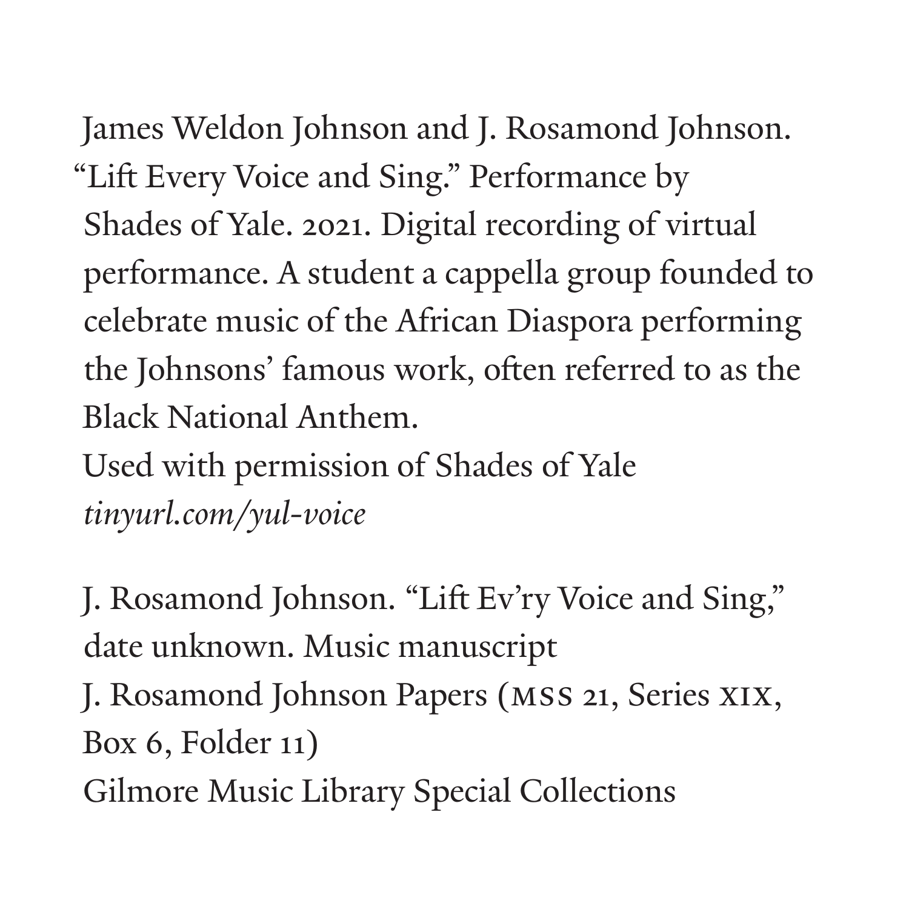James Weldon Johnson and J. Rosamond Johnson. "Lift Every Voice and Sing." Performance by Shades of Yale. 2021. Digital recording of virtual performance. A student a cappella group founded to celebrate music of the African Diaspora performing the Johnsons' famous work, often referred to as the Black National Anthem.
Used with permission of Shades of Yale
*tinyurl.com/yul-voice*

J. Rosamond Johnson. "Lift Ev'ry Voice and Sing," date unknown. Music manuscript
J. Rosamond Johnson Papers (MSS 21, Series XIX, Box 6, Folder 11)
Gilmore Music Library Special Collections